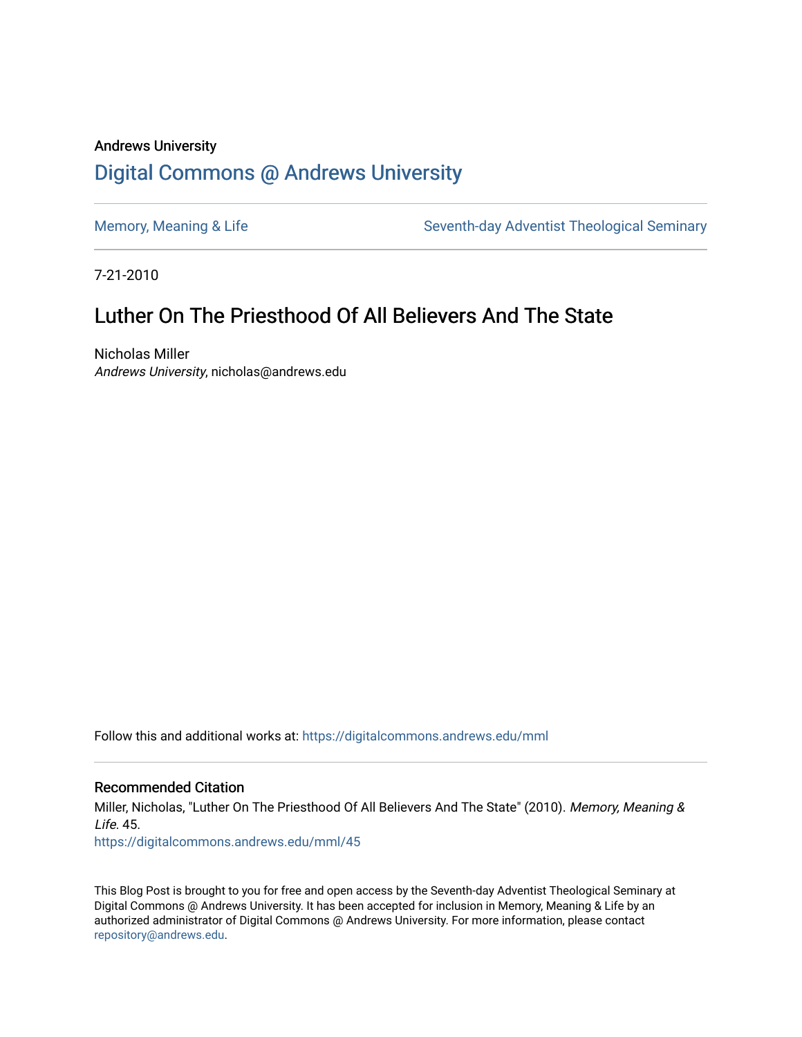Andrews University

# Digital Commons @ Andrews University

Memory, Meaning & Life | Seventh-day Adventist Theological Seminary

7-21-2010

## Luther On The Priesthood Of All Believers And The State

Nicholas Miller
*Andrews University*, nicholas@andrews.edu

Follow this and additional works at: https://digitalcommons.andrews.edu/mml

### Recommended Citation

Miller, Nicholas, "Luther On The Priesthood Of All Believers And The State" (2010). *Memory, Meaning & Life*. 45.
https://digitalcommons.andrews.edu/mml/45

This Blog Post is brought to you for free and open access by the Seventh-day Adventist Theological Seminary at Digital Commons @ Andrews University. It has been accepted for inclusion in Memory, Meaning & Life by an authorized administrator of Digital Commons @ Andrews University. For more information, please contact repository@andrews.edu.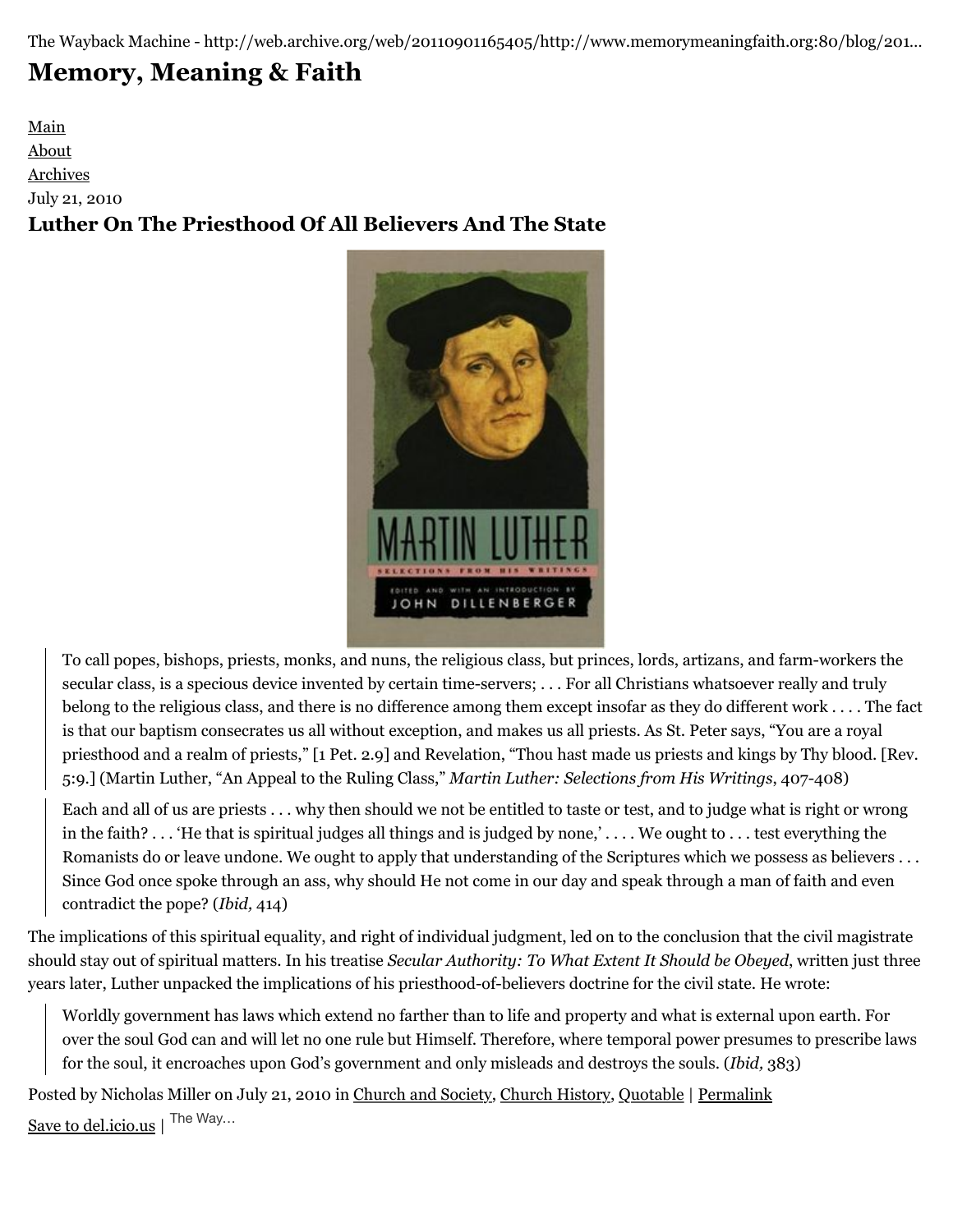The Wayback Machine - http://web.archive.org/web/20110901165405/http://www.memorymeaningfaith.org:80/blog/201...

# Memory, Meaning & Faith

[Main](#)
[About](#)
[Archives](#)

July 21, 2010

## Luther On The Priesthood Of All Believers And The State

> To call popes, bishops, priests, monks, and nuns, the religious class, but princes, lords, artizans, and farm-workers the secular class, is a specious device invented by certain time-servers; . . . For all Christians whatsoever really and truly belong to the religious class, and there is no difference among them except insofar as they do different work . . . . The fact is that our baptism consecrates us all without exception, and makes us all priests. As St. Peter says, "You are a royal priesthood and a realm of priests," [1 Pet. 2.9] and Revelation, "Thou hast made us priests and kings by Thy blood. [Rev. 5:9.] (Martin Luther, "An Appeal to the Ruling Class," *Martin Luther: Selections from His Writings*, 407-408)

> Each and all of us are priests . . . why then should we not be entitled to taste or test, and to judge what is right or wrong in the faith? . . . 'He that is spiritual judges all things and is judged by none,' . . . . We ought to . . . test everything the Romanists do or leave undone. We ought to apply that understanding of the Scriptures which we possess as believers . . . Since God once spoke through an ass, why should He not come in our day and speak through a man of faith and even contradict the pope? (*Ibid,* 414)

The implications of this spiritual equality, and right of individual judgment, led on to the conclusion that the civil magistrate should stay out of spiritual matters. In his treatise *Secular Authority: To What Extent It Should be Obeyed*, written just three years later, Luther unpacked the implications of his priesthood-of-believers doctrine for the civil state. He wrote:

> Worldly government has laws which extend no farther than to life and property and what is external upon earth. For over the soul God can and will let no one rule but Himself. Therefore, where temporal power presumes to prescribe laws for the soul, it encroaches upon God's government and only misleads and destroys the souls. (*Ibid,* 383)

Posted by Nicholas Miller on July 21, 2010 in [Church and Society](#), [Church History](#), [Quotable](#) | [Permalink](#)

[Save to del.icio.us](#) | The Way...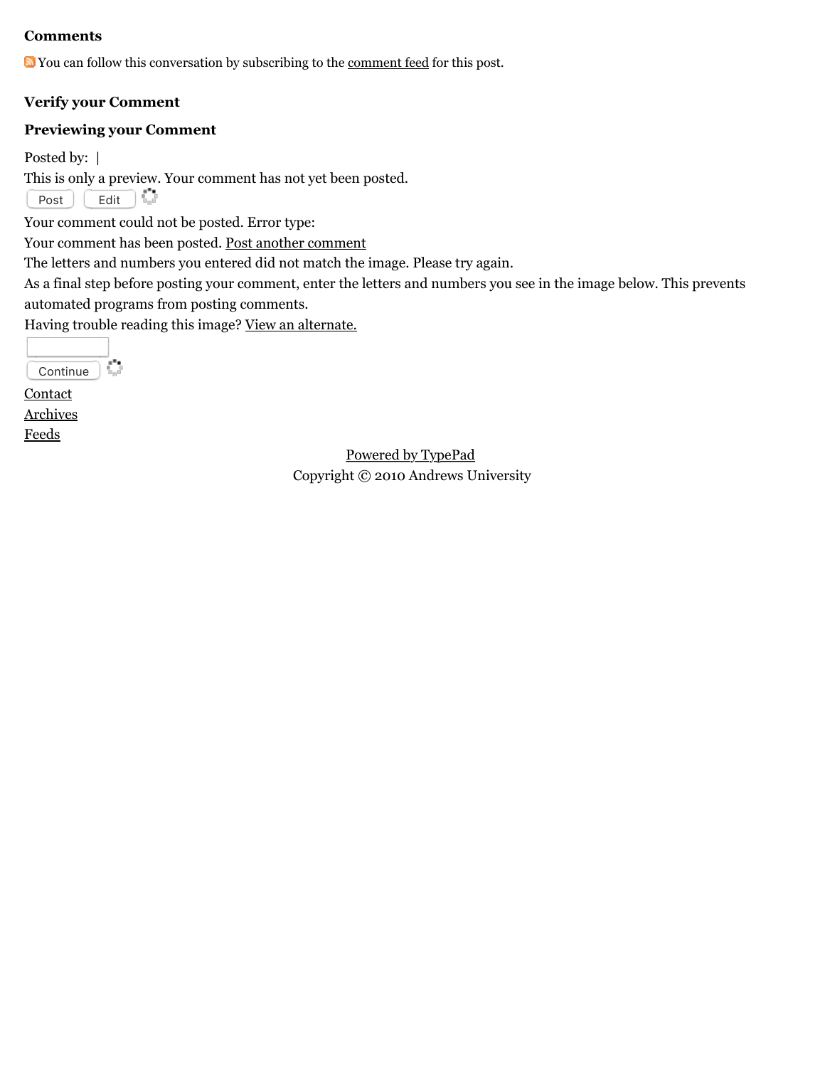### Comments

You can follow this conversation by subscribing to the comment feed for this post.

### Verify your Comment

### Previewing your Comment

Posted by: |

This is only a preview. Your comment has not yet been posted.

Post Edit

Your comment could not be posted. Error type:

Your comment has been posted. Post another comment

The letters and numbers you entered did not match the image. Please try again.

As a final step before posting your comment, enter the letters and numbers you see in the image below. This prevents automated programs from posting comments.

Having trouble reading this image? View an alternate.

Continue

Contact

Archives

Feeds

Powered by TypePad

Copyright © 2010 Andrews University